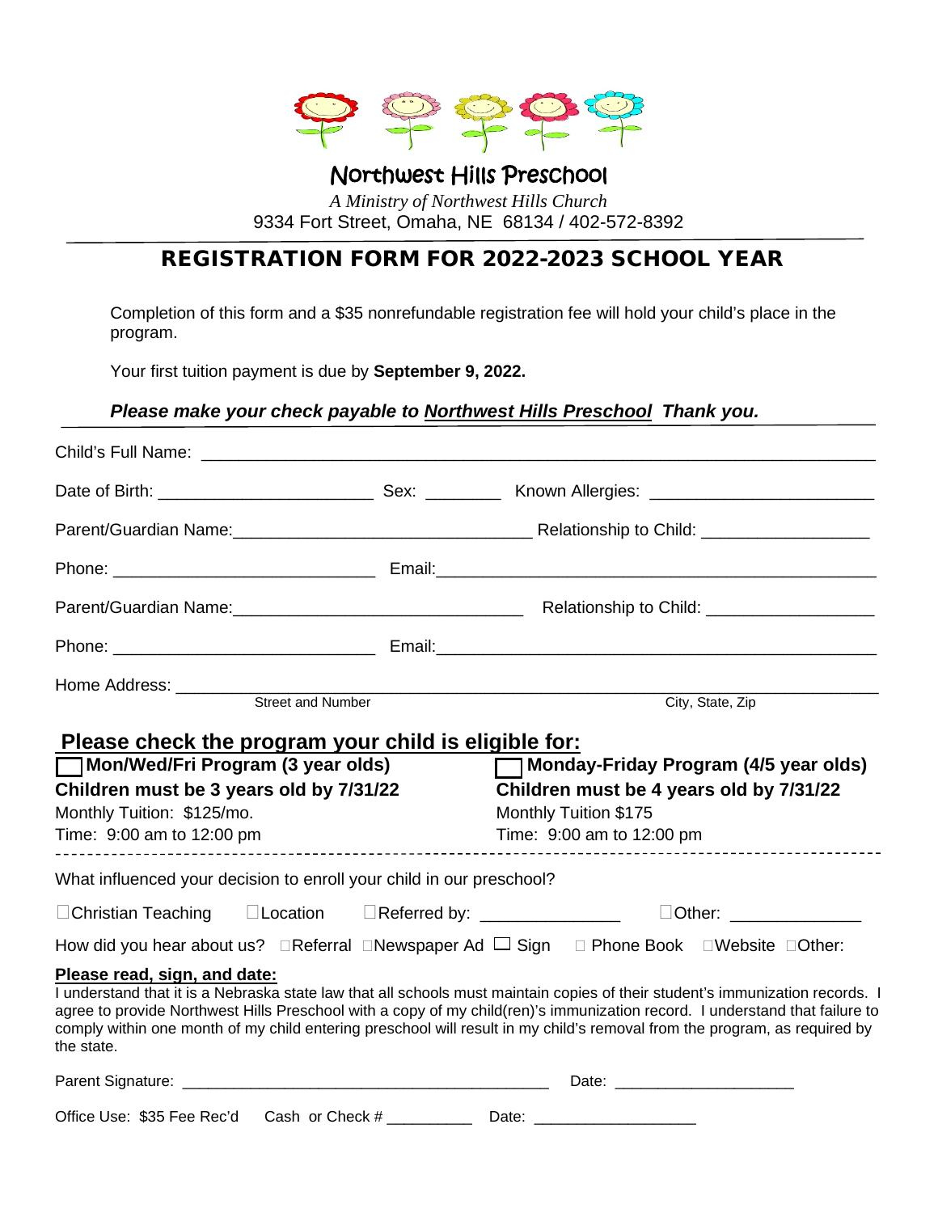# Northwest Hills Preschool

*A Ministry of Northwest Hills Church*

9334 Fort Street, Omaha, NE 68134 / 402-572-8392

## REGISTRATION FORM FOR 2022-2023 SCHOOL YEAR

Completion of this form and a $35 nonrefundable registration fee will hold your child's place in the program.

Your first tuition payment is due by **September 9, 2022.**

***Please make your check payable to Northwest Hills Preschool Thank you.***

Child's Full Name: ______________________________________________________________________

Date of Birth: _______________________ Sex: ________ Known Allergies: _______________________

Parent/Guardian Name:_______________________________ Relationship to Child: _________________

Phone: ____________________________ Email:_______________________________________________

Parent/Guardian Name:_______________________________ Relationship to Child: _________________

Phone: ____________________________ Email:_______________________________________________

Home Address: ______________________________________________________________________

Street and Number — City, State, Zip

### Please check the program your child is eligible for:

☐ **Mon/Wed/Fri Program (3 year olds)**
**Children must be 3 years old by 7/31/22**
Monthly Tuition: $125/mo.
Time: 9:00 am to 12:00 pm

☐ **Monday-Friday Program (4/5 year olds)**
**Children must be 4 years old by 7/31/22**
Monthly Tuition $175
Time: 9:00 am to 12:00 pm

---

What influenced your decision to enroll your child in our preschool?

☐Christian Teaching ☐Location ☐Referred by: ______________ ☐Other: _____________

How did you hear about us? ☐Referral ☐Newspaper Ad ☐ Sign ☐ Phone Book ☐Website ☐Other:

**Please read, sign, and date:**

I understand that it is a Nebraska state law that all schools must maintain copies of their student's immunization records. I agree to provide Northwest Hills Preschool with a copy of my child(ren)'s immunization record. I understand that failure to comply within one month of my child entering preschool will result in my child's removal from the program, as required by the state.

Parent Signature: __________________________________________ Date: ____________________

Office Use: $35 Fee Rec'd Cash or Check # __________ Date: __________________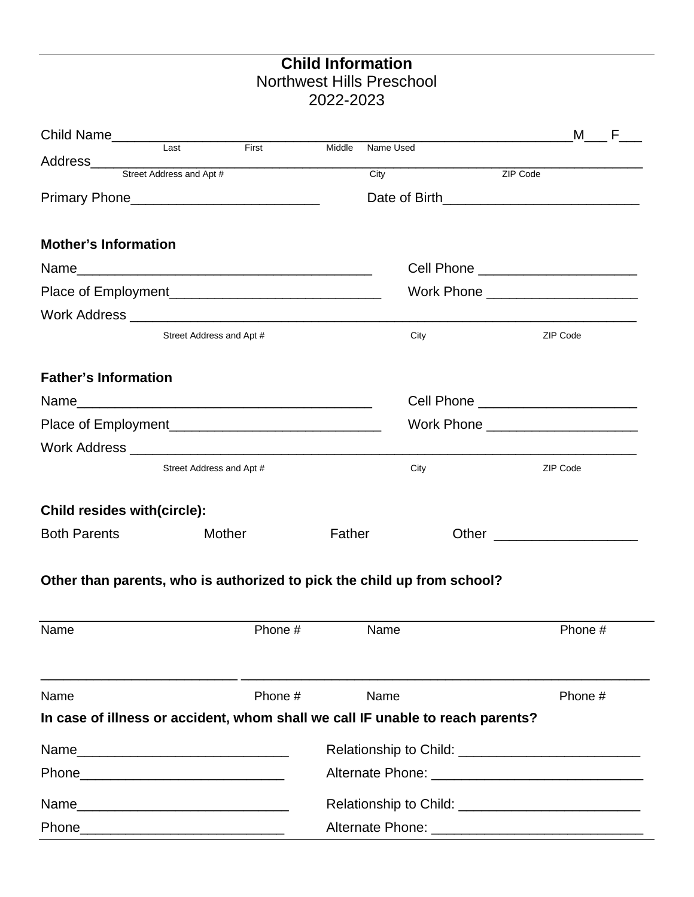# Child Information

Northwest Hills Preschool

2022-2023

Child Name_______________________________________________________________M___ F___

Last First Middle Name Used

Address__________________________________________________________________________

Street Address and Apt # City ZIP Code

Primary Phone_________________________ Date of Birth__________________________

**Mother's Information**

Name_______________________________________ Cell Phone _____________________

Place of Employment____________________________ Work Phone ____________________

Work Address ________________________________________________________________

Street Address and Apt # City ZIP Code

**Father's Information**

Name_______________________________________ Cell Phone _____________________

Place of Employment____________________________ Work Phone ____________________

Work Address ________________________________________________________________

Street Address and Apt # City ZIP Code

**Child resides with(circle):**

Both Parents Mother Father Other ___________________

**Other than parents, who is authorized to pick the child up from school?**

_____________________________________________________________________________

Name Phone # Name Phone #

_____________________________________________________________________________

Name Phone # Name Phone #

**In case of illness or accident, whom shall we call IF unable to reach parents?**

Name____________________________ Relationship to Child: ________________________

Phone___________________________ Alternate Phone: ____________________________

Name____________________________ Relationship to Child: ________________________

Phone___________________________ Alternate Phone: ____________________________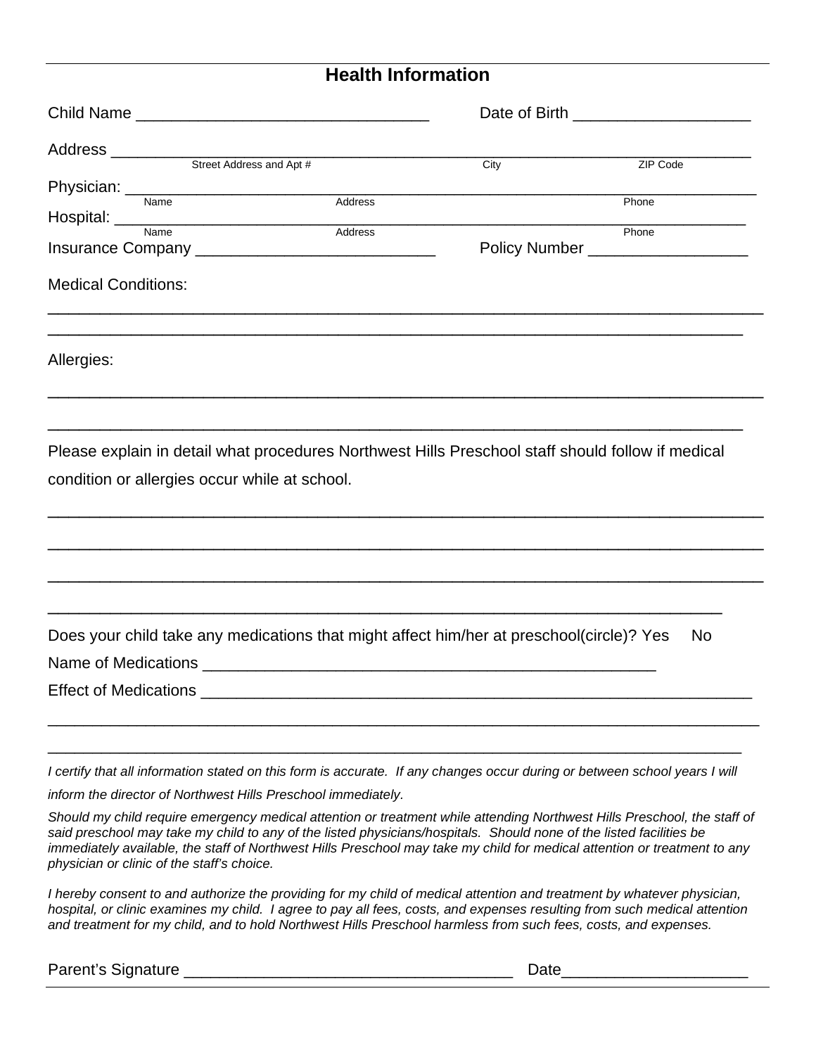## Health Information

Child Name ________________________________ Date of Birth ___________________

Address ______________________________________________________________________

Street Address and Apt # City ZIP Code

Physician: ____________________________________________________________________

Name Address Phone

Hospital: _____________________________________________________________________

Name Address Phone

Insurance Company __________________________ Policy Number _________________

Medical Conditions:

______________________________________________________________________________

______________________________________________________________________________

Allergies:

______________________________________________________________________________

______________________________________________________________________________

Please explain in detail what procedures Northwest Hills Preschool staff should follow if medical condition or allergies occur while at school.

______________________________________________________________________________

______________________________________________________________________________

______________________________________________________________________________

______________________________________________________________________________

Does your child take any medications that might affect him/her at preschool(circle)? Yes No

Name of Medications ____________________________________________________

Effect of Medications ______________________________________________________

______________________________________________________________________________

______________________________________________________________________________

*I certify that all information stated on this form is accurate. If any changes occur during or between school years I will inform the director of Northwest Hills Preschool immediately.*

*Should my child require emergency medical attention or treatment while attending Northwest Hills Preschool, the staff of said preschool may take my child to any of the listed physicians/hospitals. Should none of the listed facilities be immediately available, the staff of Northwest Hills Preschool may take my child for medical attention or treatment to any physician or clinic of the staff's choice.*

*I hereby consent to and authorize the providing for my child of medical attention and treatment by whatever physician, hospital, or clinic examines my child. I agree to pay all fees, costs, and expenses resulting from such medical attention and treatment for my child, and to hold Northwest Hills Preschool harmless from such fees, costs, and expenses.*

Parent's Signature ___________________________________ Date___________________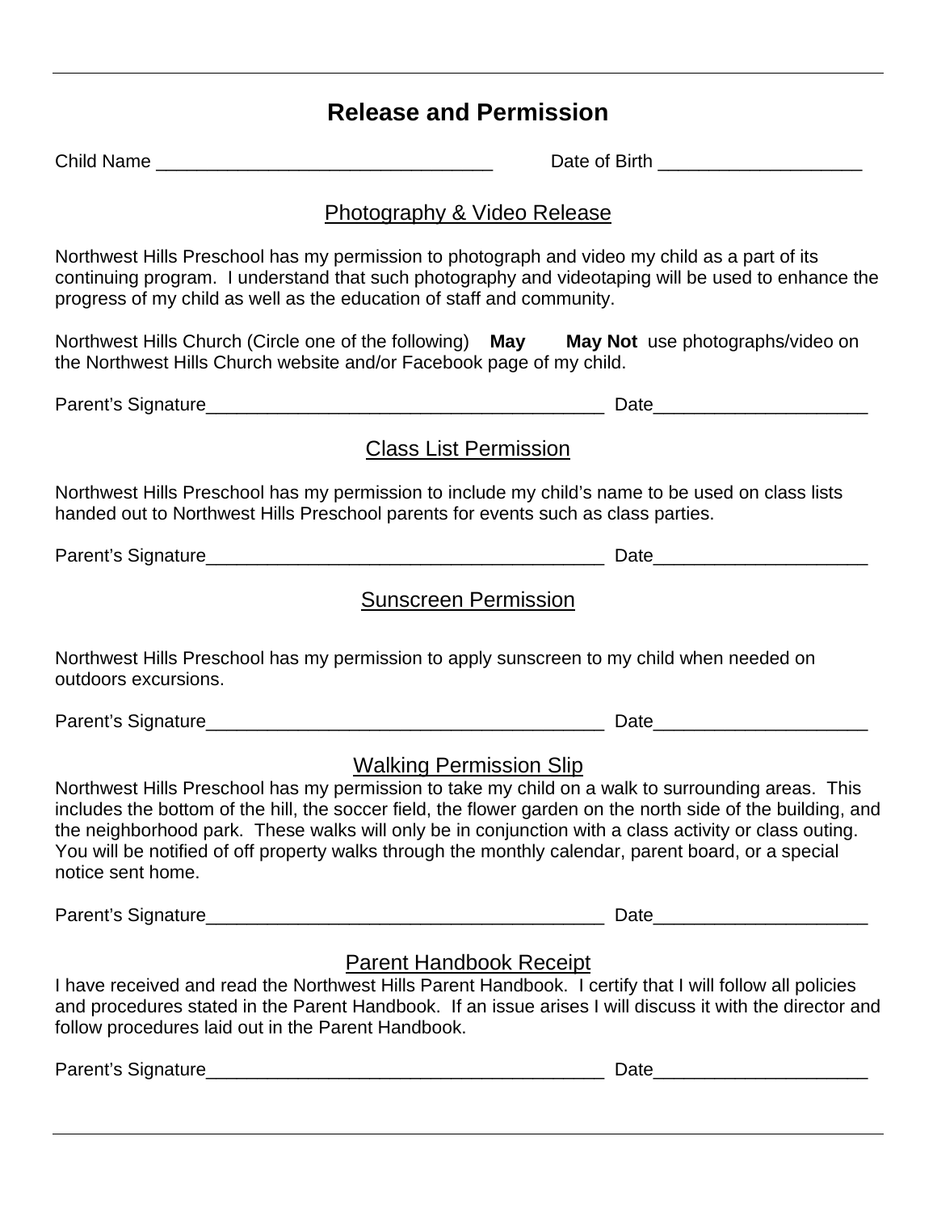# Release and Permission

Child Name _________________________________ Date of Birth ____________________

## Photography & Video Release

Northwest Hills Preschool has my permission to photograph and video my child as a part of its continuing program. I understand that such photography and videotaping will be used to enhance the progress of my child as well as the education of staff and community.

Northwest Hills Church (Circle one of the following) **May** **May Not** use photographs/video on the Northwest Hills Church website and/or Facebook page of my child.

Parent's Signature________________________________________ Date_____________________

## Class List Permission

Northwest Hills Preschool has my permission to include my child's name to be used on class lists handed out to Northwest Hills Preschool parents for events such as class parties.

Parent's Signature________________________________________ Date_____________________

## Sunscreen Permission

Northwest Hills Preschool has my permission to apply sunscreen to my child when needed on outdoors excursions.

Parent's Signature________________________________________ Date_____________________

## Walking Permission Slip

Northwest Hills Preschool has my permission to take my child on a walk to surrounding areas. This includes the bottom of the hill, the soccer field, the flower garden on the north side of the building, and the neighborhood park. These walks will only be in conjunction with a class activity or class outing. You will be notified of off property walks through the monthly calendar, parent board, or a special notice sent home.

Parent's Signature________________________________________ Date_____________________

## Parent Handbook Receipt

I have received and read the Northwest Hills Parent Handbook. I certify that I will follow all policies and procedures stated in the Parent Handbook. If an issue arises I will discuss it with the director and follow procedures laid out in the Parent Handbook.

Parent's Signature________________________________________ Date_____________________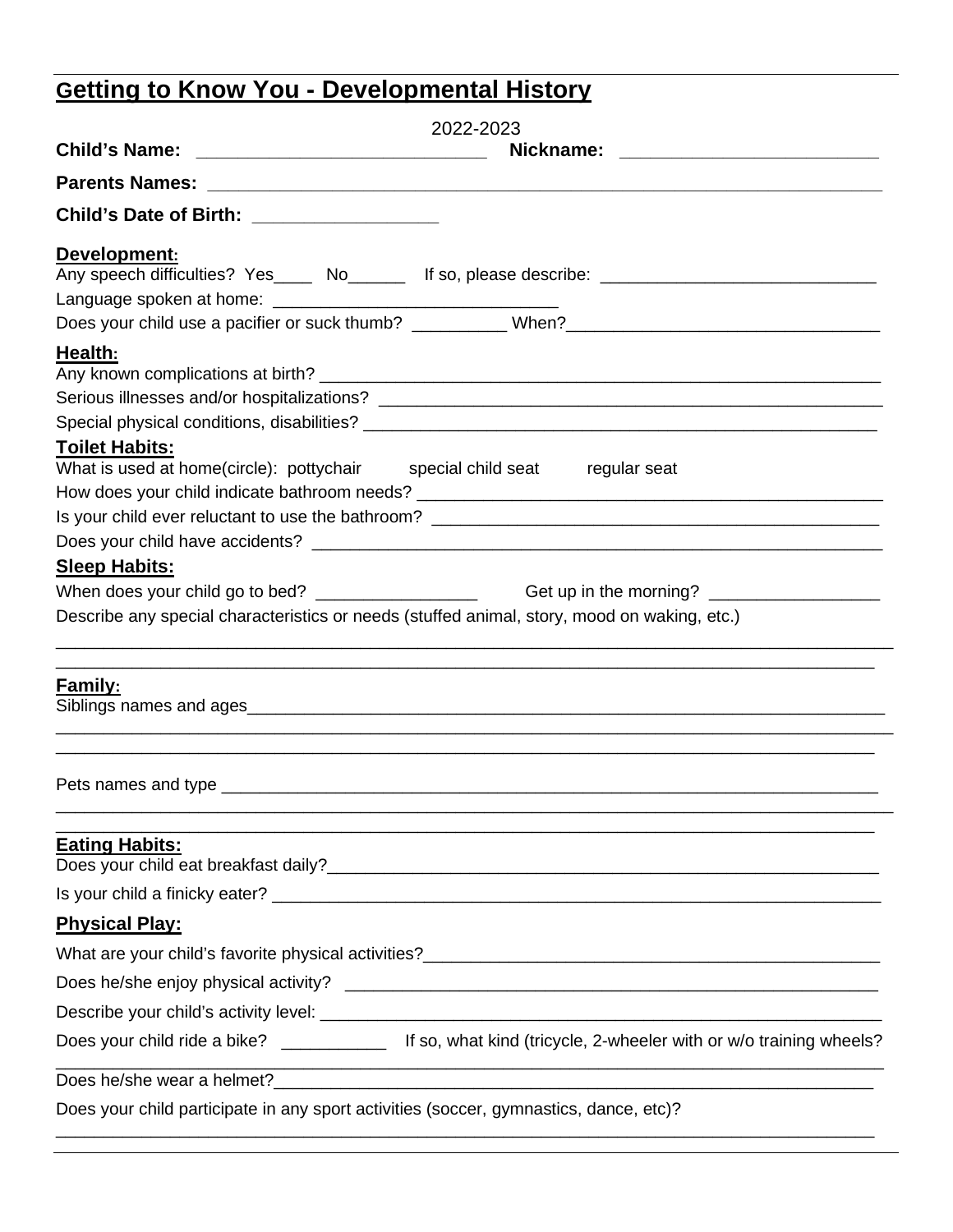# Getting to Know You - Developmental History

2022-2023

**Child's Name:** ____________________________ **Nickname:** _________________________

**Parents Names:** ____________________________________________________________________

**Child's Date of Birth:** __________________

## Development:

Any speech difficulties? Yes____ No______ If so, please describe: ____________________________

Language spoken at home: ______________________________

Does your child use a pacifier or suck thumb? __________ When?________________________________

## Health:

Any known complications at birth? ______________________________________________________________

Serious illnesses and/or hospitalizations? _______________________________________________________

Special physical conditions, disabilities? _______________________________________________________

## Toilet Habits:

What is used at home(circle): pottychair special child seat regular seat

How does your child indicate bathroom needs? ___________________________________________________

Is your child ever reluctant to use the bathroom? ________________________________________________

Does your child have accidents? ________________________________________________________________

## Sleep Habits:

When does your child go to bed? _________________ Get up in the morning? __________________

Describe any special characteristics or needs (stuffed animal, story, mood on waking, etc.)

_____________________________________________________________________________________________

_____________________________________________________________________________________________

## Family:

Siblings names and ages_________________________________________________________________________

_____________________________________________________________________________________________

_____________________________________________________________________________________________

Pets names and type ____________________________________________________________________________

_____________________________________________________________________________________________

_____________________________________________________________________________________________

## Eating Habits:

Does your child eat breakfast daily?______________________________________________________________

Is your child a finicky eater? _____________________________________________________________________

## Physical Play:

What are your child's favorite physical activities?__________________________________________________

Does he/she enjoy physical activity? _____________________________________________________________

Describe your child's activity level: _______________________________________________________________

Does your child ride a bike? ___________ If so, what kind (tricycle, 2-wheeler with or w/o training wheels?

_____________________________________________________________________________________________

Does he/she wear a helmet?______________________________________________________________________

Does your child participate in any sport activities (soccer, gymnastics, dance, etc)?

_____________________________________________________________________________________________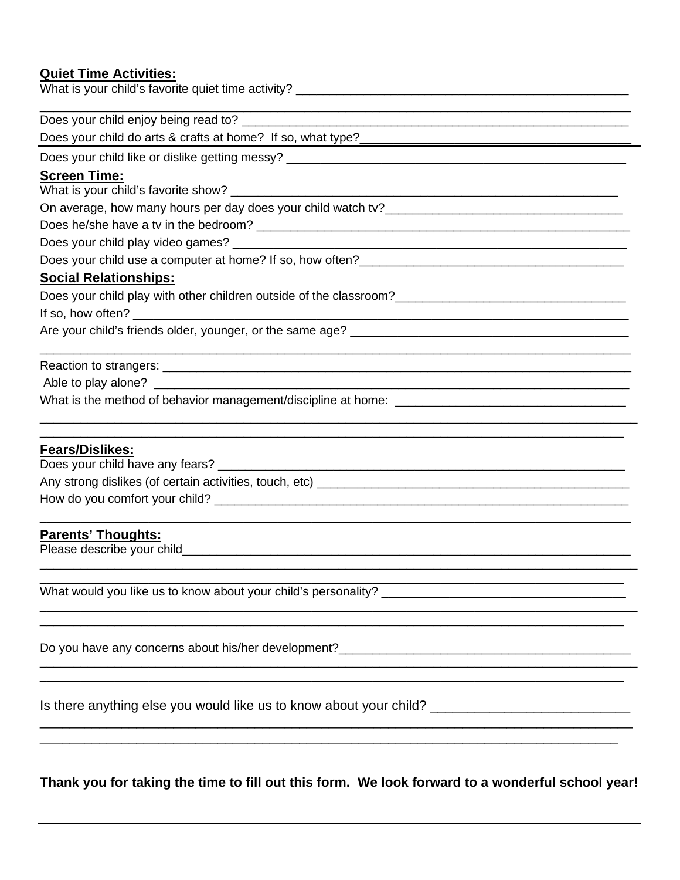**Quiet Time Activities:**

What is your child's favorite quiet time activity? ___________________________________________________

_______________________________________________________________________________________

Does your child enjoy being read to? ___________________________________________________________

Does your child do arts & crafts at home? If so, what type?________________________________________

Does your child like or dislike getting messy? ____________________________________________________

**Screen Time:**

What is your child's favorite show? _____________________________________________________________

On average, how many hours per day does your child watch tv?____________________________________

Does he/she have a tv in the bedroom? __________________________________________________________

Does your child play video games? _____________________________________________________________

Does your child use a computer at home? If so, how often?_________________________________________

**Social Relationships:**

Does your child play with other children outside of the classroom?___________________________________

If so, how often? ____________________________________________________________________________

Are your child's friends older, younger, or the same age? __________________________________________

_______________________________________________________________________________________

Reaction to strangers: _______________________________________________________________________

Able to play alone? _________________________________________________________________________

What is the method of behavior management/discipline at home: ____________________________________

_______________________________________________________________________________________

_______________________________________________________________________________________

**Fears/Dislikes:**

Does your child have any fears? ________________________________________________________________

Any strong dislikes (of certain activities, touch, etc) _______________________________________________

How do you comfort your child? ________________________________________________________________

_______________________________________________________________________________________

**Parents' Thoughts:**

Please describe your child_____________________________________________________________________

_______________________________________________________________________________________

_______________________________________________________________________________________

What would you like us to know about your child's personality? _____________________________________

_______________________________________________________________________________________

_______________________________________________________________________________________

Do you have any concerns about his/her development?______________________________________________

_______________________________________________________________________________________

_______________________________________________________________________________________

Is there anything else you would like us to know about your child? ____________________________

_______________________________________________________________________________________

_______________________________________________________________________________________

**Thank you for taking the time to fill out this form. We look forward to a wonderful school year!**